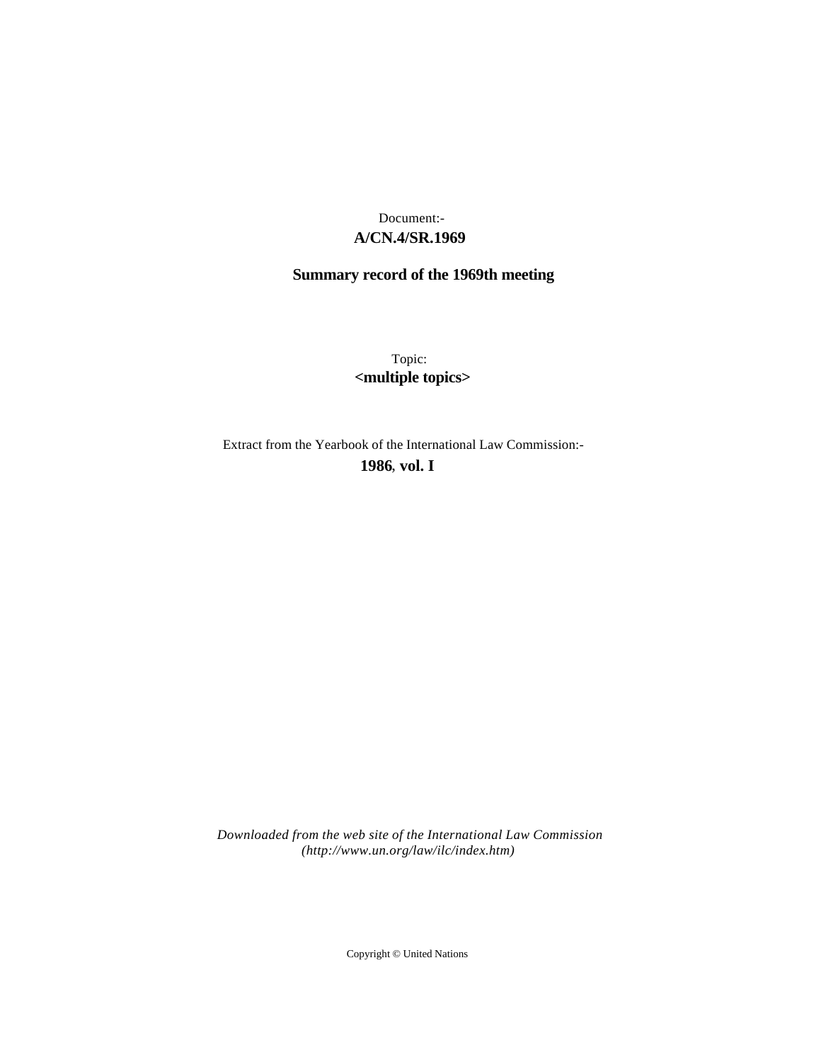Document:-

**A/CN.4/SR.1969**

**Summary record of the 1969th meeting**

Topic:

**<multiple topics>**

Extract from the Yearbook of the International Law Commission:-

**1986**, **vol. I**

*Downloaded from the web site of the International Law Commission (http://www.un.org/law/ilc/index.htm)*

Copyright © United Nations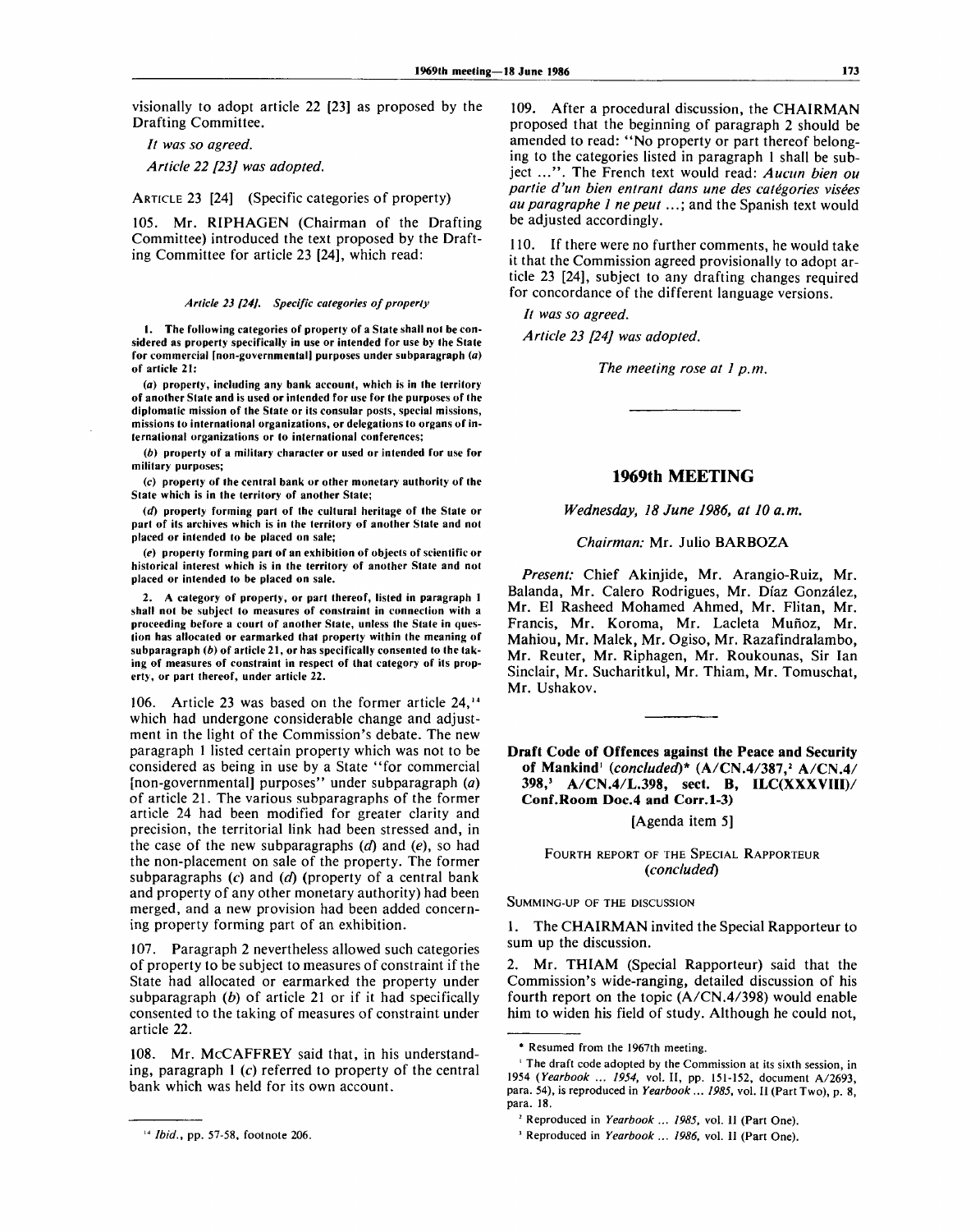visionally to adopt article 22 [23] as proposed by the Drafting Committee.

*It was so agreed.*

*Article 22 [23] was adopted.*

ARTICLE 23 [24] (Specific categories of property)

105. Mr. RIPHAGEN (Chairman of the Drafting Committee) introduced the text proposed by the Drafting Committee for article 23 [24], which read:

*Article 23 [24]. Specific categories of property*

**1. The following categories of property of a State shall not be considered as property specifically in use or intended for use by the State for commercial [non-governmental] purposes under subparagraph (*a*) of article 21:**

**(*a*) property, including any bank account, which is in the territory of another State and is used or intended for use for the purposes of the diplomatic mission of the State or its consular posts, special missions, missions to international organizations, or delegations to organs of international organizations or to international conferences;**

**(*b*) property of a military character or used or intended for use for military purposes;**

**(*c*) property of the central bank or other monetary authority of the State which is in the territory of another State;**

**(*d*) property forming part of the cultural heritage of the State or part of its archives which is in the territory of another State and not placed or intended to be placed on sale;**

**(*e*) property forming part of an exhibition of objects of scientific or historical interest which is in the territory of another State and not placed or intended to be placed on sale.**

**2. A category of property, or part thereof, listed in paragraph 1 shall not be subject to measures of constraint in connection with a proceeding before a court of another State, unless the State in question has allocated or earmarked that property within the meaning of subparagraph (*b*) of article 21, or has specifically consented to the taking of measures of constraint in respect of that category of its property, or part thereof, under article 22.**

106. Article 23 was based on the former article 24,[14] which had undergone considerable change and adjustment in the light of the Commission's debate. The new paragraph 1 listed certain property which was not to be considered as being in use by a State "for commercial [non-governmental] purposes" under subparagraph (*a*) of article 21. The various subparagraphs of the former article 24 had been modified for greater clarity and precision, the territorial link had been stressed and, in the case of the new subparagraphs (*d*) and (*e*), so had the non-placement on sale of the property. The former subparagraphs (*c*) and (*d*) (property of a central bank and property of any other monetary authority) had been merged, and a new provision had been added concerning property forming part of an exhibition.

107. Paragraph 2 nevertheless allowed such categories of property to be subject to measures of constraint if the State had allocated or earmarked the property under subparagraph (*b*) of article 21 or if it had specifically consented to the taking of measures of constraint under article 22.

108. Mr. McCAFFREY said that, in his understanding, paragraph 1 (*c*) referred to property of the central bank which was held for its own account.

[14] *Ibid.*, pp. 57-58, footnote 206.

109. After a procedural discussion, the CHAIRMAN proposed that the beginning of paragraph 2 should be amended to read: "No property or part thereof belonging to the categories listed in paragraph 1 shall be subject ...". The French text would read: *Aucun bien ou partie d'un bien entrant dans une des catégories visées au paragraphe 1 ne peut ...*; and the Spanish text would be adjusted accordingly.

110. If there were no further comments, he would take it that the Commission agreed provisionally to adopt article 23 [24], subject to any drafting changes required for concordance of the different language versions.

*It was so agreed.*

*Article 23 [24] was adopted.*

*The meeting rose at 1 p.m.*

---

## 1969th MEETING

*Wednesday, 18 June 1986, at 10 a.m.*

*Chairman:* Mr. Julio BARBOZA

*Present:* Chief Akinjide, Mr. Arangio-Ruiz, Mr. Balanda, Mr. Calero Rodrigues, Mr. Díaz González, Mr. El Rasheed Mohamed Ahmed, Mr. Flitan, Mr. Francis, Mr. Koroma, Mr. Lacleta Muñoz, Mr. Mahiou, Mr. Malek, Mr. Ogiso, Mr. Razafindralambo, Mr. Reuter, Mr. Riphagen, Mr. Roukounas, Sir Ian Sinclair, Mr. Sucharitkul, Mr. Thiam, Mr. Tomuschat, Mr. Ushakov.

---

### Draft Code of Offences against the Peace and Security of Mankind[1] (*concluded*)* (A/CN.4/387,[2] A/CN.4/398,[3] A/CN.4/L.398, sect. B, ILC(XXXVIII)/Conf.Room Doc.4 and Corr.1-3)

[Agenda item 5]

FOURTH REPORT OF THE SPECIAL RAPPORTEUR (*concluded*)

SUMMING-UP OF THE DISCUSSION

1. The CHAIRMAN invited the Special Rapporteur to sum up the discussion.

2. Mr. THIAM (Special Rapporteur) said that the Commission's wide-ranging, detailed discussion of his fourth report on the topic (A/CN.4/398) would enable him to widen his field of study. Although he could not,

\* Resumed from the 1967th meeting.

[1] The draft code adopted by the Commission at its sixth session, in 1954 (*Yearbook ... 1954*, vol. II, pp. 151-152, document A/2693, para. 54), is reproduced in *Yearbook ... 1985*, vol. II (Part Two), p. 8, para. 18.

[2] Reproduced in *Yearbook ... 1985*, vol. II (Part One).

[3] Reproduced in *Yearbook ... 1986*, vol. II (Part One).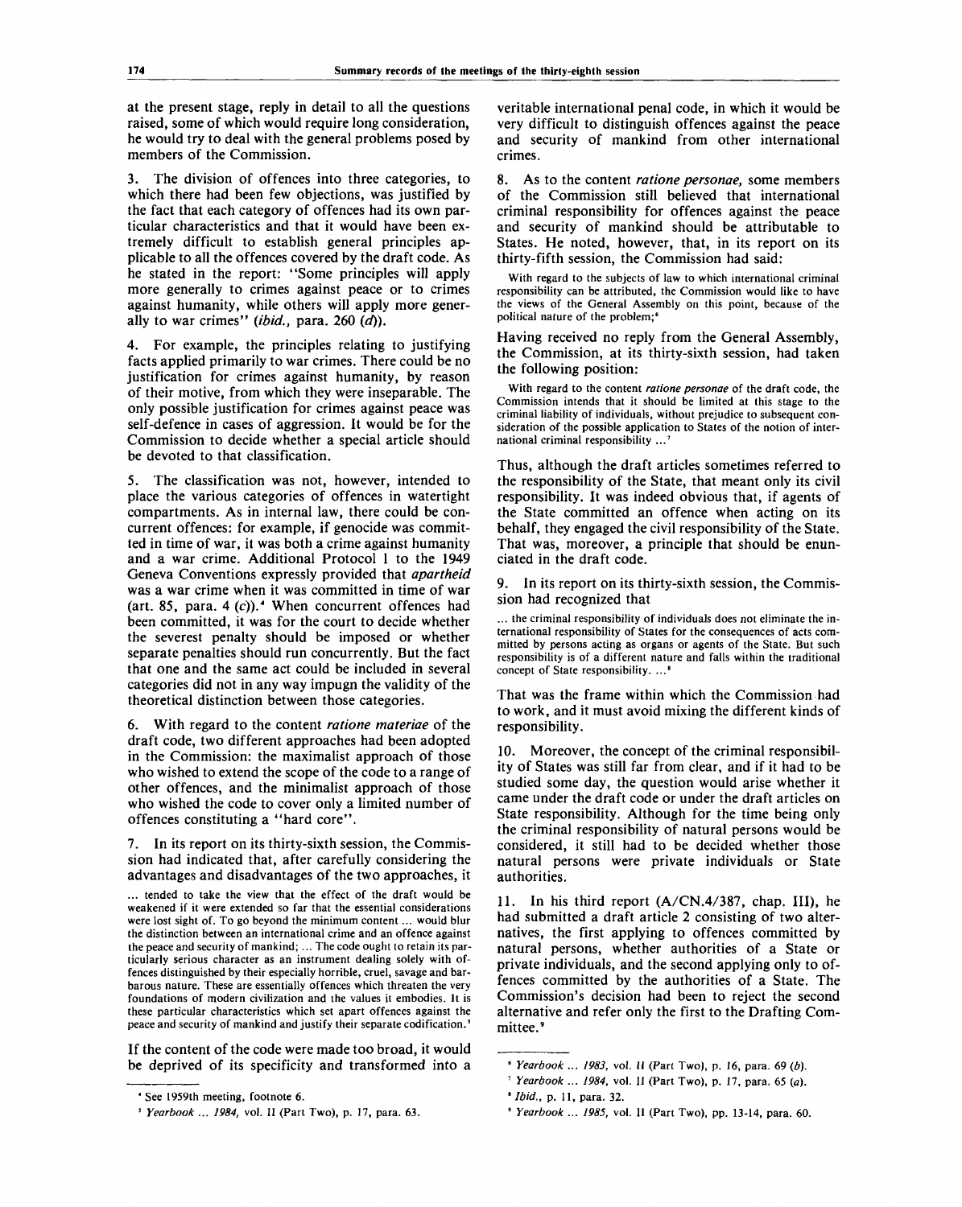at the present stage, reply in detail to all the questions raised, some of which would require long consideration, he would try to deal with the general problems posed by members of the Commission.

3. The division of offences into three categories, to which there had been few objections, was justified by the fact that each category of offences had its own particular characteristics and that it would have been extremely difficult to establish general principles applicable to all the offences covered by the draft code. As he stated in the report: "Some principles will apply more generally to crimes against peace or to crimes against humanity, while others will apply more generally to war crimes" (*ibid.*, para. 260 (*d*)).

4. For example, the principles relating to justifying facts applied primarily to war crimes. There could be no justification for crimes against humanity, by reason of their motive, from which they were inseparable. The only possible justification for crimes against peace was self-defence in cases of aggression. It would be for the Commission to decide whether a special article should be devoted to that classification.

5. The classification was not, however, intended to place the various categories of offences in watertight compartments. As in internal law, there could be concurrent offences: for example, if genocide was committed in time of war, it was both a crime against humanity and a war crime. Additional Protocol I to the 1949 Geneva Conventions expressly provided that *apartheid* was a war crime when it was committed in time of war (art. 85, para. 4 (*c*)).[4] When concurrent offences had been committed, it was for the court to decide whether the severest penalty should be imposed or whether separate penalties should run concurrently. But the fact that one and the same act could be included in several categories did not in any way impugn the validity of the theoretical distinction between those categories.

6. With regard to the content *ratione materiae* of the draft code, two different approaches had been adopted in the Commission: the maximalist approach of those who wished to extend the scope of the code to a range of other offences, and the minimalist approach of those who wished the code to cover only a limited number of offences constituting a "hard core".

7. In its report on its thirty-sixth session, the Commission had indicated that, after carefully considering the advantages and disadvantages of the two approaches, it

> ... tended to take the view that the effect of the draft would be weakened if it were extended so far that the essential considerations were lost sight of. To go beyond the minimum content ... would blur the distinction between an international crime and an offence against the peace and security of mankind; ... The code ought to retain its particularly serious character as an instrument dealing solely with offences distinguished by their especially horrible, cruel, savage and barbarous nature. These are essentially offences which threaten the very foundations of modern civilization and the values it embodies. It is these particular characteristics which set apart offences against the peace and security of mankind and justify their separate codification.[5]

If the content of the code were made too broad, it would be deprived of its specificity and transformed into a veritable international penal code, in which it would be very difficult to distinguish offences against the peace and security of mankind from other international crimes.

8. As to the content *ratione personae*, some members of the Commission still believed that international criminal responsibility for offences against the peace and security of mankind should be attributable to States. He noted, however, that, in its report on its thirty-fifth session, the Commission had said:

> With regard to the subjects of law to which international criminal responsibility can be attributed, the Commission would like to have the views of the General Assembly on this point, because of the political nature of the problem;[6]

Having received no reply from the General Assembly, the Commission, at its thirty-sixth session, had taken the following position:

> With regard to the content *ratione personae* of the draft code, the Commission intends that it should be limited at this stage to the criminal liability of individuals, without prejudice to subsequent consideration of the possible application to States of the notion of international criminal responsibility ...[7]

Thus, although the draft articles sometimes referred to the responsibility of the State, that meant only its civil responsibility. It was indeed obvious that, if agents of the State committed an offence when acting on its behalf, they engaged the civil responsibility of the State. That was, moreover, a principle that should be enunciated in the draft code.

9. In its report on its thirty-sixth session, the Commission had recognized that

> ... the criminal responsibility of individuals does not eliminate the international responsibility of States for the consequences of acts committed by persons acting as organs or agents of the State. But such responsibility is of a different nature and falls within the traditional concept of State responsibility. ...[8]

That was the frame within which the Commission had to work, and it must avoid mixing the different kinds of responsibility.

10. Moreover, the concept of the criminal responsibility of States was still far from clear, and if it had to be studied some day, the question would arise whether it came under the draft code or under the draft articles on State responsibility. Although for the time being only the criminal responsibility of natural persons would be considered, it still had to be decided whether those natural persons were private individuals or State authorities.

11. In his third report (A/CN.4/387, chap. III), he had submitted a draft article 2 consisting of two alternatives, the first applying to offences committed by natural persons, whether authorities of a State or private individuals, and the second applying only to offences committed by the authorities of a State. The Commission's decision had been to reject the second alternative and refer only the first to the Drafting Committee.[9]

---

[4] See 1959th meeting, footnote 6.

[5] *Yearbook ... 1984*, vol. II (Part Two), p. 17, para. 63.

[6] *Yearbook ... 1983*, vol. II (Part Two), p. 16, para. 69 (*b*).

[7] *Yearbook ... 1984*, vol. II (Part Two), p. 17, para. 65 (*a*).

[8] *Ibid.*, p. 11, para. 32.

[9] *Yearbook ... 1985*, vol. II (Part Two), pp. 13-14, para. 60.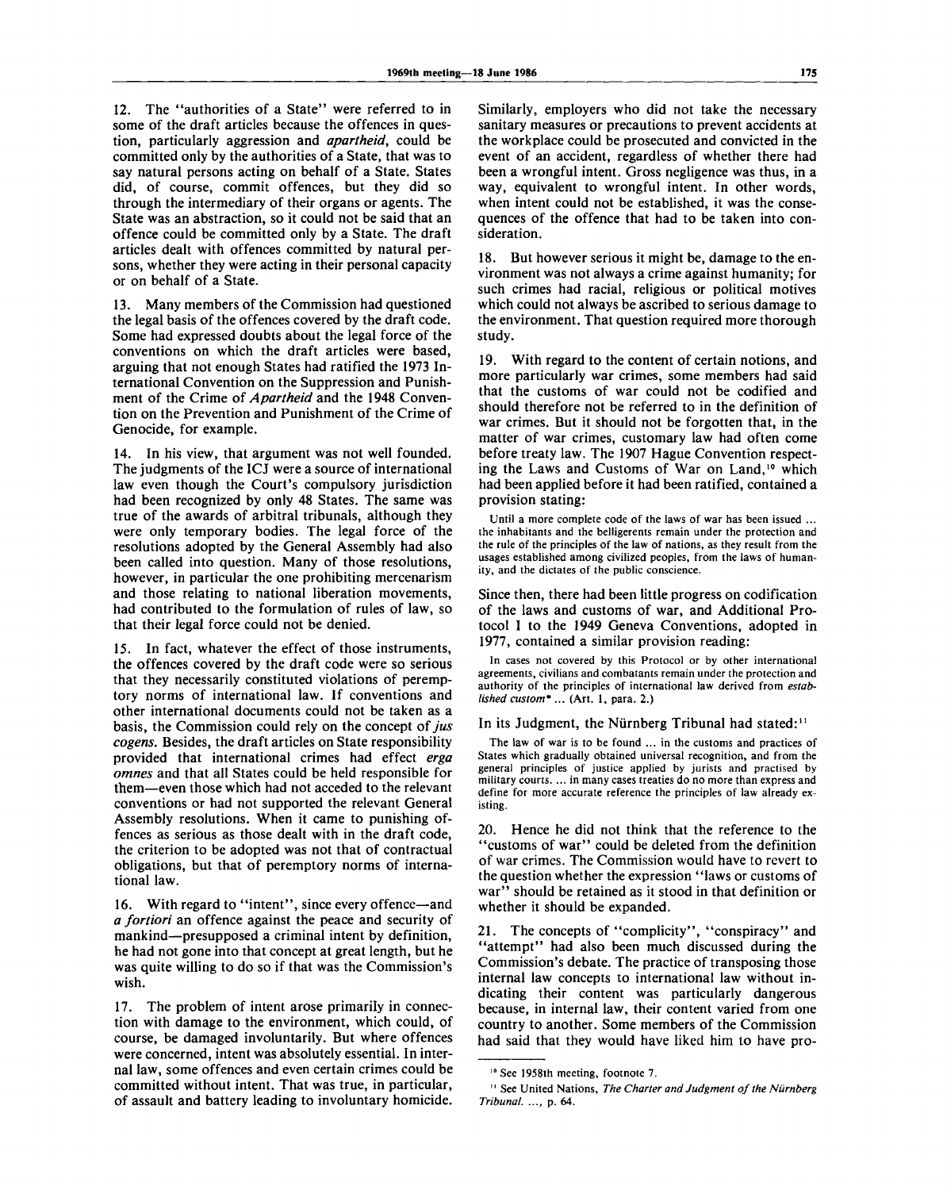12. The "authorities of a State" were referred to in some of the draft articles because the offences in question, particularly aggression and *apartheid*, could be committed only by the authorities of a State, that was to say natural persons acting on behalf of a State. States did, of course, commit offences, but they did so through the intermediary of their organs or agents. The State was an abstraction, so it could not be said that an offence could be committed only by a State. The draft articles dealt with offences committed by natural persons, whether they were acting in their personal capacity or on behalf of a State.

13. Many members of the Commission had questioned the legal basis of the offences covered by the draft code. Some had expressed doubts about the legal force of the conventions on which the draft articles were based, arguing that not enough States had ratified the 1973 International Convention on the Suppression and Punishment of the Crime of *Apartheid* and the 1948 Convention on the Prevention and Punishment of the Crime of Genocide, for example.

14. In his view, that argument was not well founded. The judgments of the ICJ were a source of international law even though the Court's compulsory jurisdiction had been recognized by only 48 States. The same was true of the awards of arbitral tribunals, although they were only temporary bodies. The legal force of the resolutions adopted by the General Assembly had also been called into question. Many of those resolutions, however, in particular the one prohibiting mercenarism and those relating to national liberation movements, had contributed to the formulation of rules of law, so that their legal force could not be denied.

15. In fact, whatever the effect of those instruments, the offences covered by the draft code were so serious that they necessarily constituted violations of peremptory norms of international law. If conventions and other international documents could not be taken as a basis, the Commission could rely on the concept of *jus cogens*. Besides, the draft articles on State responsibility provided that international crimes had effect *erga omnes* and that all States could be held responsible for them—even those which had not acceded to the relevant conventions or had not supported the relevant General Assembly resolutions. When it came to punishing offences as serious as those dealt with in the draft code, the criterion to be adopted was not that of contractual obligations, but that of peremptory norms of international law.

16. With regard to "intent", since every offence—and *a fortiori* an offence against the peace and security of mankind—presupposed a criminal intent by definition, he had not gone into that concept at great length, but he was quite willing to do so if that was the Commission's wish.

17. The problem of intent arose primarily in connection with damage to the environment, which could, of course, be damaged involuntarily. But where offences were concerned, intent was absolutely essential. In internal law, some offences and even certain crimes could be committed without intent. That was true, in particular, of assault and battery leading to involuntary homicide. Similarly, employers who did not take the necessary sanitary measures or precautions to prevent accidents at the workplace could be prosecuted and convicted in the event of an accident, regardless of whether there had been a wrongful intent. Gross negligence was thus, in a way, equivalent to wrongful intent. In other words, when intent could not be established, it was the consequences of the offence that had to be taken into consideration.

18. But however serious it might be, damage to the environment was not always a crime against humanity; for such crimes had racial, religious or political motives which could not always be ascribed to serious damage to the environment. That question required more thorough study.

19. With regard to the content of certain notions, and more particularly war crimes, some members had said that the customs of war could not be codified and should therefore not be referred to in the definition of war crimes. But it should not be forgotten that, in the matter of war crimes, customary law had often come before treaty law. The 1907 Hague Convention respecting the Laws and Customs of War on Land,[10] which had been applied before it had been ratified, contained a provision stating:

> Until a more complete code of the laws of war has been issued ... the inhabitants and the belligerents remain under the protection and the rule of the principles of the law of nations, as they result from the usages established among civilized peoples, from the laws of humanity, and the dictates of the public conscience.

Since then, there had been little progress on codification of the laws and customs of war, and Additional Protocol I to the 1949 Geneva Conventions, adopted in 1977, contained a similar provision reading:

> In cases not covered by this Protocol or by other international agreements, civilians and combatants remain under the protection and authority of the principles of international law derived from *established custom** ... (Art. 1, para. 2.)

In its Judgment, the Nürnberg Tribunal had stated:[11]

> The law of war is to be found ... in the customs and practices of States which gradually obtained universal recognition, and from the general principles of justice applied by jurists and practised by military courts. ... in many cases treaties do no more than express and define for more accurate reference the principles of law already existing.

20. Hence he did not think that the reference to the "customs of war" could be deleted from the definition of war crimes. The Commission would have to revert to the question whether the expression "laws or customs of war" should be retained as it stood in that definition or whether it should be expanded.

21. The concepts of "complicity", "conspiracy" and "attempt" had also been much discussed during the Commission's debate. The practice of transposing those internal law concepts to international law without indicating their content was particularly dangerous because, in internal law, their content varied from one country to another. Some members of the Commission had said that they would have liked him to have pro-

---

[10] See 1958th meeting, footnote 7.

[11] See United Nations, *The Charter and Judgment of the Nürnberg Tribunal. ...*, p. 64.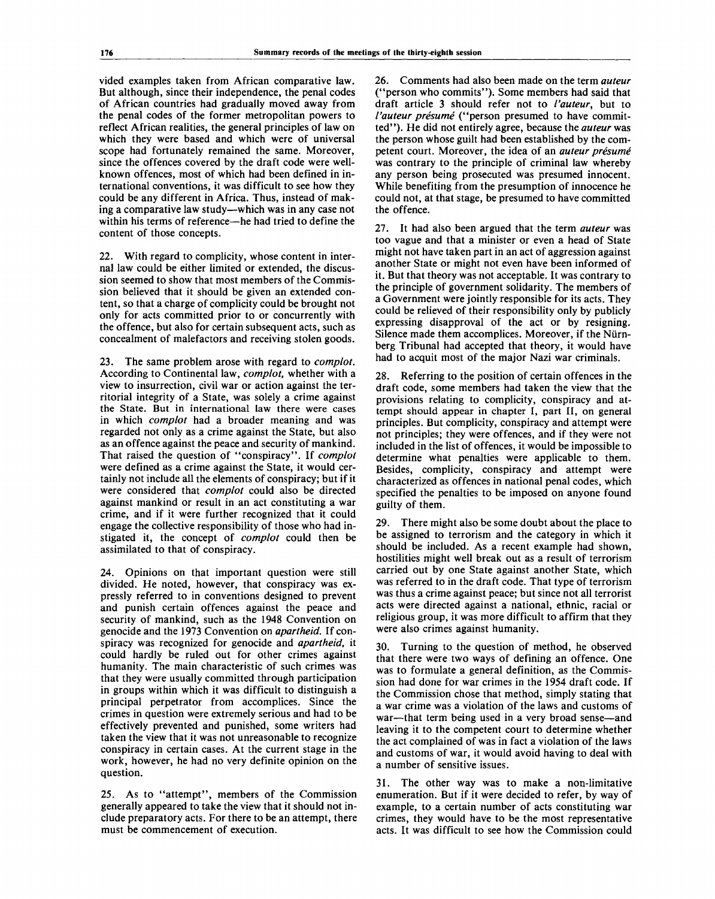vided examples taken from African comparative law. But although, since their independence, the penal codes of African countries had gradually moved away from the penal codes of the former metropolitan powers to reflect African realities, the general principles of law on which they were based and which were of universal scope had fortunately remained the same. Moreover, since the offences covered by the draft code were well-known offences, most of which had been defined in international conventions, it was difficult to see how they could be any different in Africa. Thus, instead of making a comparative law study—which was in any case not within his terms of reference—he had tried to define the content of those concepts.

22. With regard to complicity, whose content in internal law could be either limited or extended, the discussion seemed to show that most members of the Commission believed that it should be given an extended content, so that a charge of complicity could be brought not only for acts committed prior to or concurrently with the offence, but also for certain subsequent acts, such as concealment of malefactors and receiving stolen goods.

23. The same problem arose with regard to *complot*. According to Continental law, *complot*, whether with a view to insurrection, civil war or action against the territorial integrity of a State, was solely a crime against the State. But in international law there were cases in which *complot* had a broader meaning and was regarded not only as a crime against the State, but also as an offence against the peace and security of mankind. That raised the question of "conspiracy". If *complot* were defined as a crime against the State, it would certainly not include all the elements of conspiracy; but if it were considered that *complot* could also be directed against mankind or result in an act constituting a war crime, and if it were further recognized that it could engage the collective responsibility of those who had instigated it, the concept of *complot* could then be assimilated to that of conspiracy.

24. Opinions on that important question were still divided. He noted, however, that conspiracy was expressly referred to in conventions designed to prevent and punish certain offences against the peace and security of mankind, such as the 1948 Convention on genocide and the 1973 Convention on *apartheid*. If conspiracy was recognized for genocide and *apartheid*, it could hardly be ruled out for other crimes against humanity. The main characteristic of such crimes was that they were usually committed through participation in groups within which it was difficult to distinguish a principal perpetrator from accomplices. Since the crimes in question were extremely serious and had to be effectively prevented and punished, some writers had taken the view that it was not unreasonable to recognize conspiracy in certain cases. At the current stage in the work, however, he had no very definite opinion on the question.

25. As to "attempt", members of the Commission generally appeared to take the view that it should not include preparatory acts. For there to be an attempt, there must be commencement of execution.

26. Comments had also been made on the term *auteur* ("person who commits"). Some members had said that draft article 3 should refer not to *l'auteur*, but to *l'auteur présumé* ("person presumed to have committed"). He did not entirely agree, because the *auteur* was the person whose guilt had been established by the competent court. Moreover, the idea of an *auteur présumé* was contrary to the principle of criminal law whereby any person being prosecuted was presumed innocent. While benefiting from the presumption of innocence he could not, at that stage, be presumed to have committed the offence.

27. It had also been argued that the term *auteur* was too vague and that a minister or even a head of State might not have taken part in an act of aggression against another State or might not even have been informed of it. But that theory was not acceptable. It was contrary to the principle of government solidarity. The members of a Government were jointly responsible for its acts. They could be relieved of their responsibility only by publicly expressing disapproval of the act or by resigning. Silence made them accomplices. Moreover, if the Nürnberg Tribunal had accepted that theory, it would have had to acquit most of the major Nazi war criminals.

28. Referring to the position of certain offences in the draft code, some members had taken the view that the provisions relating to complicity, conspiracy and attempt should appear in chapter I, part II, on general principles. But complicity, conspiracy and attempt were not principles; they were offences, and if they were not included in the list of offences, it would be impossible to determine what penalties were applicable to them. Besides, complicity, conspiracy and attempt were characterized as offences in national penal codes, which specified the penalties to be imposed on anyone found guilty of them.

29. There might also be some doubt about the place to be assigned to terrorism and the category in which it should be included. As a recent example had shown, hostilities might well break out as a result of terrorism carried out by one State against another State, which was referred to in the draft code. That type of terrorism was thus a crime against peace; but since not all terrorist acts were directed against a national, ethnic, racial or religious group, it was more difficult to affirm that they were also crimes against humanity.

30. Turning to the question of method, he observed that there were two ways of defining an offence. One was to formulate a general definition, as the Commission had done for war crimes in the 1954 draft code. If the Commission chose that method, simply stating that a war crime was a violation of the laws and customs of war—that term being used in a very broad sense—and leaving it to the competent court to determine whether the act complained of was in fact a violation of the laws and customs of war, it would avoid having to deal with a number of sensitive issues.

31. The other way was to make a non-limitative enumeration. But if it were decided to refer, by way of example, to a certain number of acts constituting war crimes, they would have to be the most representative acts. It was difficult to see how the Commission could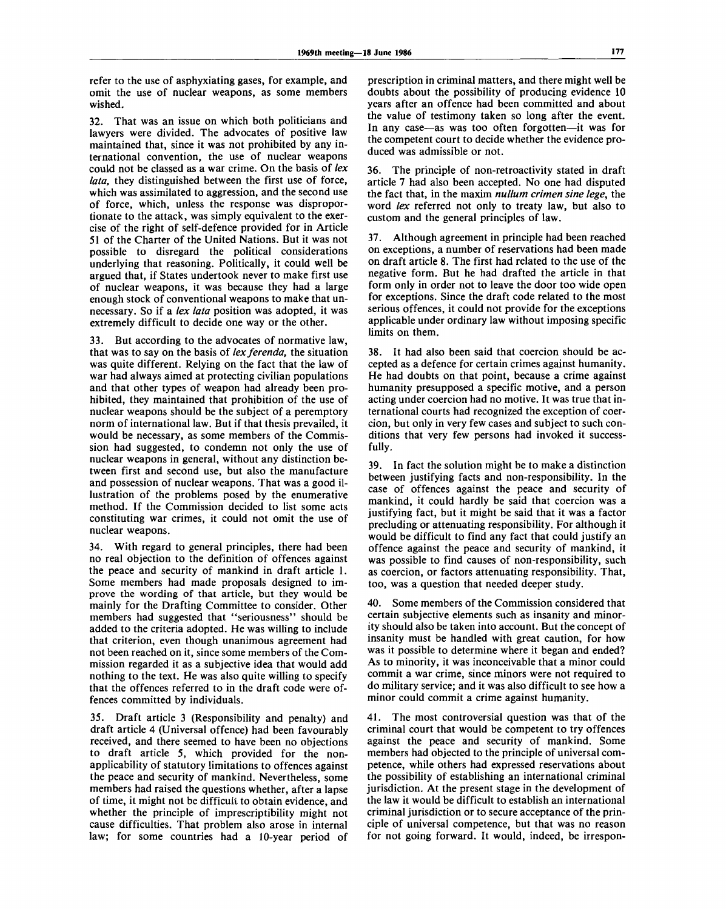refer to the use of asphyxiating gases, for example, and omit the use of nuclear weapons, as some members wished.

32. That was an issue on which both politicians and lawyers were divided. The advocates of positive law maintained that, since it was not prohibited by any international convention, the use of nuclear weapons could not be classed as a war crime. On the basis of *lex lata,* they distinguished between the first use of force, which was assimilated to aggression, and the second use of force, which, unless the response was disproportionate to the attack, was simply equivalent to the exercise of the right of self-defence provided for in Article 51 of the Charter of the United Nations. But it was not possible to disregard the political considerations underlying that reasoning. Politically, it could well be argued that, if States undertook never to make first use of nuclear weapons, it was because they had a large enough stock of conventional weapons to make that unnecessary. So if a *lex lata* position was adopted, it was extremely difficult to decide one way or the other.

33. But according to the advocates of normative law, that was to say on the basis of *lex ferenda,* the situation was quite different. Relying on the fact that the law of war had always aimed at protecting civilian populations and that other types of weapon had already been prohibited, they maintained that prohibition of the use of nuclear weapons should be the subject of a peremptory norm of international law. But if that thesis prevailed, it would be necessary, as some members of the Commission had suggested, to condemn not only the use of nuclear weapons in general, without any distinction between first and second use, but also the manufacture and possession of nuclear weapons. That was a good illustration of the problems posed by the enumerative method. If the Commission decided to list some acts constituting war crimes, it could not omit the use of nuclear weapons.

34. With regard to general principles, there had been no real objection to the definition of offences against the peace and security of mankind in draft article 1. Some members had made proposals designed to improve the wording of that article, but they would be mainly for the Drafting Committee to consider. Other members had suggested that "seriousness" should be added to the criteria adopted. He was willing to include that criterion, even though unanimous agreement had not been reached on it, since some members of the Commission regarded it as a subjective idea that would add nothing to the text. He was also quite willing to specify that the offences referred to in the draft code were offences committed by individuals.

35. Draft article 3 (Responsibility and penalty) and draft article 4 (Universal offence) had been favourably received, and there seemed to have been no objections to draft article 5, which provided for the non-applicability of statutory limitations to offences against the peace and security of mankind. Nevertheless, some members had raised the questions whether, after a lapse of time, it might not be difficult to obtain evidence, and whether the principle of imprescriptibility might not cause difficulties. That problem also arose in internal law; for some countries had a 10-year period of prescription in criminal matters, and there might well be doubts about the possibility of producing evidence 10 years after an offence had been committed and about the value of testimony taken so long after the event. In any case—as was too often forgotten—it was for the competent court to decide whether the evidence produced was admissible or not.

36. The principle of non-retroactivity stated in draft article 7 had also been accepted. No one had disputed the fact that, in the maxim *nullum crimen sine lege,* the word *lex* referred not only to treaty law, but also to custom and the general principles of law.

37. Although agreement in principle had been reached on exceptions, a number of reservations had been made on draft article 8. The first had related to the use of the negative form. But he had drafted the article in that form only in order not to leave the door too wide open for exceptions. Since the draft code related to the most serious offences, it could not provide for the exceptions applicable under ordinary law without imposing specific limits on them.

38. It had also been said that coercion should be accepted as a defence for certain crimes against humanity. He had doubts on that point, because a crime against humanity presupposed a specific motive, and a person acting under coercion had no motive. It was true that international courts had recognized the exception of coercion, but only in very few cases and subject to such conditions that very few persons had invoked it successfully.

39. In fact the solution might be to make a distinction between justifying facts and non-responsibility. In the case of offences against the peace and security of mankind, it could hardly be said that coercion was a justifying fact, but it might be said that it was a factor precluding or attenuating responsibility. For although it would be difficult to find any fact that could justify an offence against the peace and security of mankind, it was possible to find causes of non-responsibility, such as coercion, or factors attenuating responsibility. That, too, was a question that needed deeper study.

40. Some members of the Commission considered that certain subjective elements such as insanity and minority should also be taken into account. But the concept of insanity must be handled with great caution, for how was it possible to determine where it began and ended? As to minority, it was inconceivable that a minor could commit a war crime, since minors were not required to do military service; and it was also difficult to see how a minor could commit a crime against humanity.

41. The most controversial question was that of the criminal court that would be competent to try offences against the peace and security of mankind. Some members had objected to the principle of universal competence, while others had expressed reservations about the possibility of establishing an international criminal jurisdiction. At the present stage in the development of the law it would be difficult to establish an international criminal jurisdiction or to secure acceptance of the principle of universal competence, but that was no reason for not going forward. It would, indeed, be irrespon-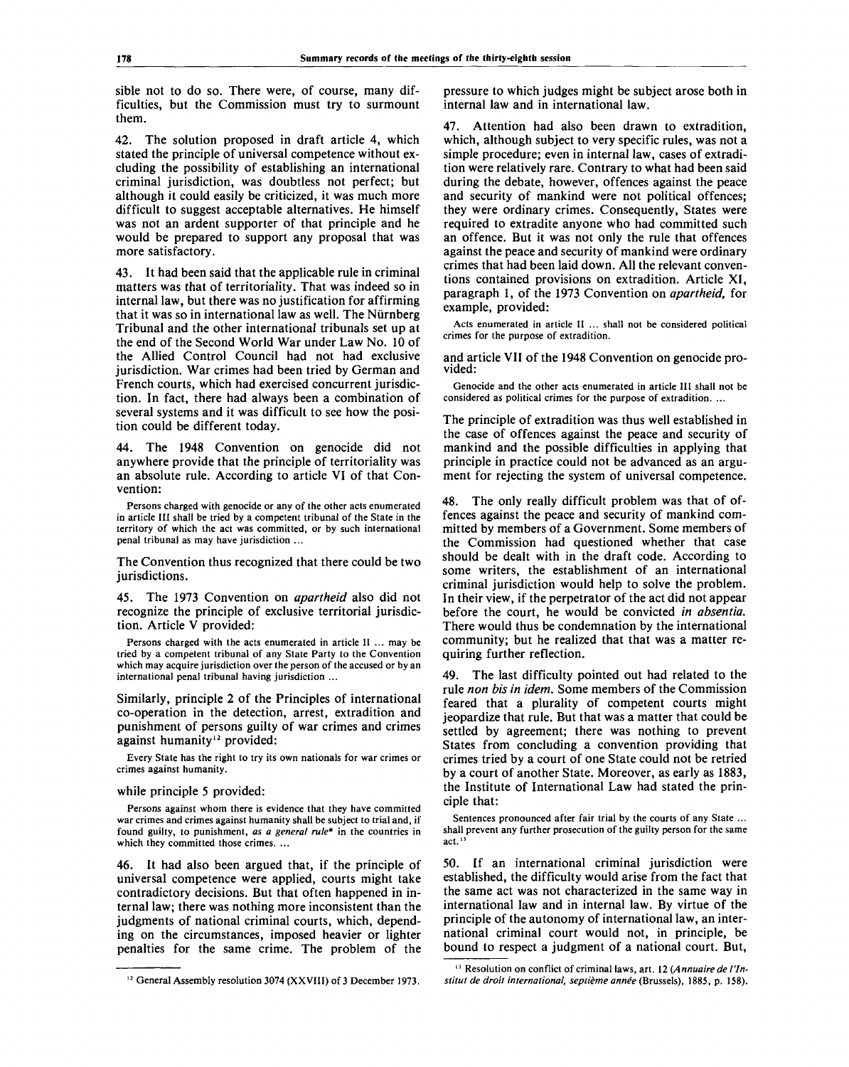sible not to do so. There were, of course, many difficulties, but the Commission must try to surmount them.

42. The solution proposed in draft article 4, which stated the principle of universal competence without excluding the possibility of establishing an international criminal jurisdiction, was doubtless not perfect; but although it could easily be criticized, it was much more difficult to suggest acceptable alternatives. He himself was not an ardent supporter of that principle and he would be prepared to support any proposal that was more satisfactory.

43. It had been said that the applicable rule in criminal matters was that of territoriality. That was indeed so in internal law, but there was no justification for affirming that it was so in international law as well. The Nürnberg Tribunal and the other international tribunals set up at the end of the Second World War under Law No. 10 of the Allied Control Council had not had exclusive jurisdiction. War crimes had been tried by German and French courts, which had exercised concurrent jurisdiction. In fact, there had always been a combination of several systems and it was difficult to see how the position could be different today.

44. The 1948 Convention on genocide did not anywhere provide that the principle of territoriality was an absolute rule. According to article VI of that Convention:

> Persons charged with genocide or any of the other acts enumerated in article III shall be tried by a competent tribunal of the State in the territory of which the act was committed, or by such international penal tribunal as may have jurisdiction ...

The Convention thus recognized that there could be two jurisdictions.

45. The 1973 Convention on *apartheid* also did not recognize the principle of exclusive territorial jurisdiction. Article V provided:

> Persons charged with the acts enumerated in article II ... may be tried by a competent tribunal of any State Party to the Convention which may acquire jurisdiction over the person of the accused or by an international penal tribunal having jurisdiction ...

Similarly, principle 2 of the Principles of international co-operation in the detection, arrest, extradition and punishment of persons guilty of war crimes and crimes against humanity[12] provided:

> Every State has the right to try its own nationals for war crimes or crimes against humanity.

while principle 5 provided:

> Persons against whom there is evidence that they have committed war crimes and crimes against humanity shall be subject to trial and, if found guilty, to punishment, *as a general rule** in the countries in which they committed those crimes. ...

46. It had also been argued that, if the principle of universal competence were applied, courts might take contradictory decisions. But that often happened in internal law; there was nothing more inconsistent than the judgments of national criminal courts, which, depending on the circumstances, imposed heavier or lighter penalties for the same crime. The problem of the pressure to which judges might be subject arose both in internal law and in international law.

47. Attention had also been drawn to extradition, which, although subject to very specific rules, was not a simple procedure; even in internal law, cases of extradition were relatively rare. Contrary to what had been said during the debate, however, offences against the peace and security of mankind were not political offences; they were ordinary crimes. Consequently, States were required to extradite anyone who had committed such an offence. But it was not only the rule that offences against the peace and security of mankind were ordinary crimes that had been laid down. All the relevant conventions contained provisions on extradition. Article XI, paragraph 1, of the 1973 Convention on *apartheid,* for example, provided:

> Acts enumerated in article II ... shall not be considered political crimes for the purpose of extradition.

and article VII of the 1948 Convention on genocide provided:

> Genocide and the other acts enumerated in article III shall not be considered as political crimes for the purpose of extradition. ...

The principle of extradition was thus well established in the case of offences against the peace and security of mankind and the possible difficulties in applying that principle in practice could not be advanced as an argument for rejecting the system of universal competence.

48. The only really difficult problem was that of offences against the peace and security of mankind committed by members of a Government. Some members of the Commission had questioned whether that case should be dealt with in the draft code. According to some writers, the establishment of an international criminal jurisdiction would help to solve the problem. In their view, if the perpetrator of the act did not appear before the court, he would be convicted *in absentia.* There would thus be condemnation by the international community; but he realized that that was a matter requiring further reflection.

49. The last difficulty pointed out had related to the rule *non bis in idem.* Some members of the Commission feared that a plurality of competent courts might jeopardize that rule. But that was a matter that could be settled by agreement; there was nothing to prevent States from concluding a convention providing that crimes tried by a court of one State could not be retried by a court of another State. Moreover, as early as 1883, the Institute of International Law had stated the principle that:

> Sentences pronounced after fair trial by the courts of any State ... shall prevent any further prosecution of the guilty person for the same act.[13]

50. If an international criminal jurisdiction were established, the difficulty would arise from the fact that the same act was not characterized in the same way in international law and in internal law. By virtue of the principle of the autonomy of international law, an international criminal court would not, in principle, be bound to respect a judgment of a national court. But,

---

[12] General Assembly resolution 3074 (XXVIII) of 3 December 1973.

[13] Resolution on conflict of criminal laws, art. 12 (*Annuaire de l'Institut de droit international, septième année* (Brussels), 1885, p. 158).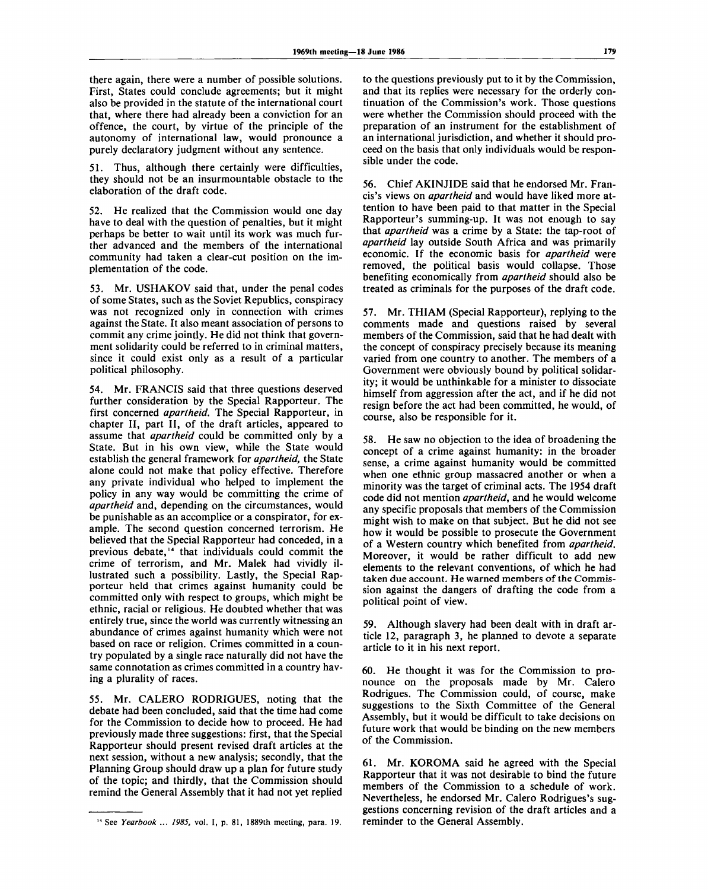there again, there were a number of possible solutions. First, States could conclude agreements; but it might also be provided in the statute of the international court that, where there had already been a conviction for an offence, the court, by virtue of the principle of the autonomy of international law, would pronounce a purely declaratory judgment without any sentence.

51. Thus, although there certainly were difficulties, they should not be an insurmountable obstacle to the elaboration of the draft code.

52. He realized that the Commission would one day have to deal with the question of penalties, but it might perhaps be better to wait until its work was much further advanced and the members of the international community had taken a clear-cut position on the implementation of the code.

53. Mr. USHAKOV said that, under the penal codes of some States, such as the Soviet Republics, conspiracy was not recognized only in connection with crimes against the State. It also meant association of persons to commit any crime jointly. He did not think that government solidarity could be referred to in criminal matters, since it could exist only as a result of a particular political philosophy.

54. Mr. FRANCIS said that three questions deserved further consideration by the Special Rapporteur. The first concerned *apartheid*. The Special Rapporteur, in chapter II, part II, of the draft articles, appeared to assume that *apartheid* could be committed only by a State. But in his own view, while the State would establish the general framework for *apartheid*, the State alone could not make that policy effective. Therefore any private individual who helped to implement the policy in any way would be committing the crime of *apartheid* and, depending on the circumstances, would be punishable as an accomplice or a conspirator, for example. The second question concerned terrorism. He believed that the Special Rapporteur had conceded, in a previous debate,[14] that individuals could commit the crime of terrorism, and Mr. Malek had vividly illustrated such a possibility. Lastly, the Special Rapporteur held that crimes against humanity could be committed only with respect to groups, which might be ethnic, racial or religious. He doubted whether that was entirely true, since the world was currently witnessing an abundance of crimes against humanity which were not based on race or religion. Crimes committed in a country populated by a single race naturally did not have the same connotation as crimes committed in a country having a plurality of races.

55. Mr. CALERO RODRIGUES, noting that the debate had been concluded, said that the time had come for the Commission to decide how to proceed. He had previously made three suggestions: first, that the Special Rapporteur should present revised draft articles at the next session, without a new analysis; secondly, that the Planning Group should draw up a plan for future study of the topic; and thirdly, that the Commission should remind the General Assembly that it had not yet replied to the questions previously put to it by the Commission, and that its replies were necessary for the orderly continuation of the Commission's work. Those questions were whether the Commission should proceed with the preparation of an instrument for the establishment of an international jurisdiction, and whether it should proceed on the basis that only individuals would be responsible under the code.

56. Chief AKINJIDE said that he endorsed Mr. Francis's views on *apartheid* and would have liked more attention to have been paid to that matter in the Special Rapporteur's summing-up. It was not enough to say that *apartheid* was a crime by a State: the tap-root of *apartheid* lay outside South Africa and was primarily economic. If the economic basis for *apartheid* were removed, the political basis would collapse. Those benefiting economically from *apartheid* should also be treated as criminals for the purposes of the draft code.

57. Mr. THIAM (Special Rapporteur), replying to the comments made and questions raised by several members of the Commission, said that he had dealt with the concept of conspiracy precisely because its meaning varied from one country to another. The members of a Government were obviously bound by political solidarity; it would be unthinkable for a minister to dissociate himself from aggression after the act, and if he did not resign before the act had been committed, he would, of course, also be responsible for it.

58. He saw no objection to the idea of broadening the concept of a crime against humanity: in the broader sense, a crime against humanity would be committed when one ethnic group massacred another or when a minority was the target of criminal acts. The 1954 draft code did not mention *apartheid*, and he would welcome any specific proposals that members of the Commission might wish to make on that subject. But he did not see how it would be possible to prosecute the Government of a Western country which benefited from *apartheid*. Moreover, it would be rather difficult to add new elements to the relevant conventions, of which he had taken due account. He warned members of the Commission against the dangers of drafting the code from a political point of view.

59. Although slavery had been dealt with in draft article 12, paragraph 3, he planned to devote a separate article to it in his next report.

60. He thought it was for the Commission to pronounce on the proposals made by Mr. Calero Rodrigues. The Commission could, of course, make suggestions to the Sixth Committee of the General Assembly, but it would be difficult to take decisions on future work that would be binding on the new members of the Commission.

61. Mr. KOROMA said he agreed with the Special Rapporteur that it was not desirable to bind the future members of the Commission to a schedule of work. Nevertheless, he endorsed Mr. Calero Rodrigues's suggestions concerning revision of the draft articles and a reminder to the General Assembly.

---

[14] See *Yearbook ... 1985*, vol. I, p. 81, 1889th meeting, para. 19.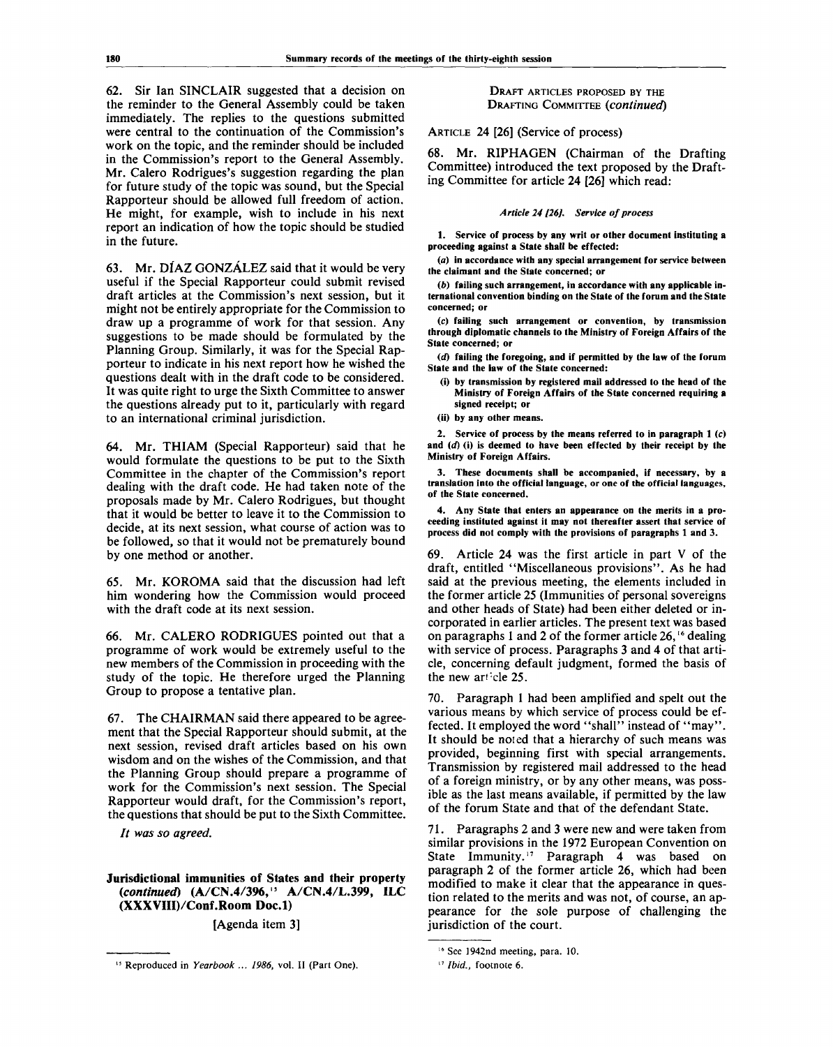62. Sir Ian SINCLAIR suggested that a decision on the reminder to the General Assembly could be taken immediately. The replies to the questions submitted were central to the continuation of the Commission's work on the topic, and the reminder should be included in the Commission's report to the General Assembly. Mr. Calero Rodrigues's suggestion regarding the plan for future study of the topic was sound, but the Special Rapporteur should be allowed full freedom of action. He might, for example, wish to include in his next report an indication of how the topic should be studied in the future.

63. Mr. DÍAZ GONZÁLEZ said that it would be very useful if the Special Rapporteur could submit revised draft articles at the Commission's next session, but it might not be entirely appropriate for the Commission to draw up a programme of work for that session. Any suggestions to be made should be formulated by the Planning Group. Similarly, it was for the Special Rapporteur to indicate in his next report how he wished the questions dealt with in the draft code to be considered. It was quite right to urge the Sixth Committee to answer the questions already put to it, particularly with regard to an international criminal jurisdiction.

64. Mr. THIAM (Special Rapporteur) said that he would formulate the questions to be put to the Sixth Committee in the chapter of the Commission's report dealing with the draft code. He had taken note of the proposals made by Mr. Calero Rodrigues, but thought that it would be better to leave it to the Commission to decide, at its next session, what course of action was to be followed, so that it would not be prematurely bound by one method or another.

65. Mr. KOROMA said that the discussion had left him wondering how the Commission would proceed with the draft code at its next session.

66. Mr. CALERO RODRIGUES pointed out that a programme of work would be extremely useful to the new members of the Commission in proceeding with the study of the topic. He therefore urged the Planning Group to propose a tentative plan.

67. The CHAIRMAN said there appeared to be agreement that the Special Rapporteur should submit, at the next session, revised draft articles based on his own wisdom and on the wishes of the Commission, and that the Planning Group should prepare a programme of work for the Commission's next session. The Special Rapporteur would draft, for the Commission's report, the questions that should be put to the Sixth Committee.

*It was so agreed.*

## Jurisdictional immunities of States and their property (*continued*) (A/CN.4/396,[15] A/CN.4/L.399, ILC (XXXVIII)/Conf.Room Doc.1)

[Agenda item 3]

[15] Reproduced in *Yearbook ... 1986*, vol. II (Part One).

DRAFT ARTICLES PROPOSED BY THE DRAFTING COMMITTEE (*continued*)

ARTICLE 24 [26] (Service of process)

68. Mr. RIPHAGEN (Chairman of the Drafting Committee) introduced the text proposed by the Drafting Committee for article 24 [26] which read:

*Article 24 [26]. Service of process*

**1. Service of process by any writ or other document instituting a proceeding against a State shall be effected:**

**(*a*) in accordance with any special arrangement for service between the claimant and the State concerned; or**

**(*b*) failing such arrangement, in accordance with any applicable international convention binding on the State of the forum and the State concerned; or**

**(*c*) failing such arrangement or convention, by transmission through diplomatic channels to the Ministry of Foreign Affairs of the State concerned; or**

**(*d*) failing the foregoing, and if permitted by the law of the forum State and the law of the State concerned:**

**(i) by transmission by registered mail addressed to the head of the Ministry of Foreign Affairs of the State concerned requiring a signed receipt; or**

**(ii) by any other means.**

**2. Service of process by the means referred to in paragraph 1 (*c*) and (*d*) (i) is deemed to have been effected by their receipt by the Ministry of Foreign Affairs.**

**3. These documents shall be accompanied, if necessary, by a translation into the official language, or one of the official languages, of the State concerned.**

**4. Any State that enters an appearance on the merits in a proceeding instituted against it may not thereafter assert that service of process did not comply with the provisions of paragraphs 1 and 3.**

69. Article 24 was the first article in part V of the draft, entitled "Miscellaneous provisions". As he had said at the previous meeting, the elements included in the former article 25 (Immunities of personal sovereigns and other heads of State) had been either deleted or incorporated in earlier articles. The present text was based on paragraphs 1 and 2 of the former article 26,[16] dealing with service of process. Paragraphs 3 and 4 of that article, concerning default judgment, formed the basis of the new article 25.

70. Paragraph 1 had been amplified and spelt out the various means by which service of process could be effected. It employed the word "shall" instead of "may". It should be noted that a hierarchy of such means was provided, beginning first with special arrangements. Transmission by registered mail addressed to the head of a foreign ministry, or by any other means, was possible as the last means available, if permitted by the law of the forum State and that of the defendant State.

71. Paragraphs 2 and 3 were new and were taken from similar provisions in the 1972 European Convention on State Immunity.[17] Paragraph 4 was based on paragraph 2 of the former article 26, which had been modified to make it clear that the appearance in question related to the merits and was not, of course, an appearance for the sole purpose of challenging the jurisdiction of the court.

[16] See 1942nd meeting, para. 10.

[17] *Ibid.*, footnote 6.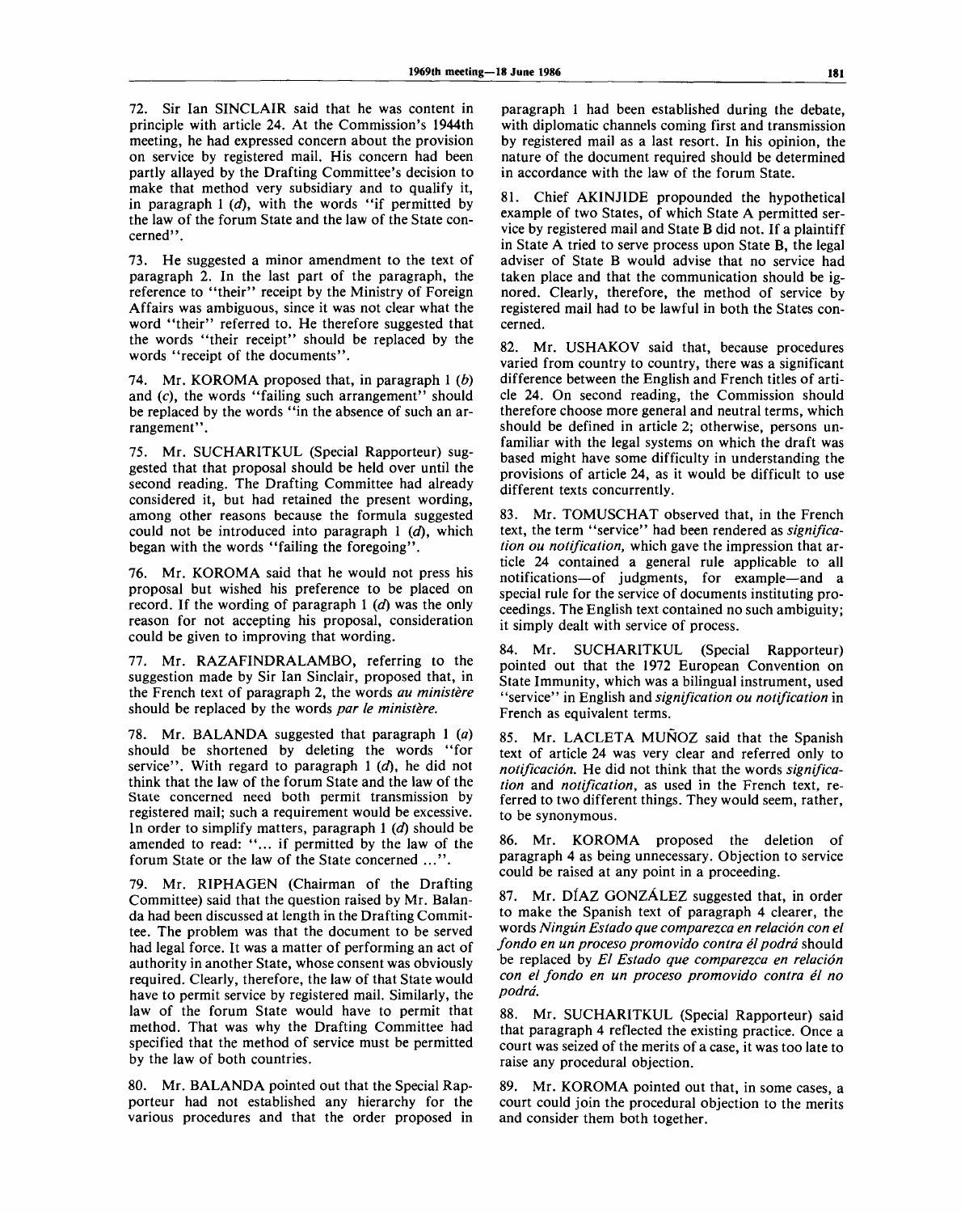72. Sir Ian SINCLAIR said that he was content in principle with article 24. At the Commission's 1944th meeting, he had expressed concern about the provision on service by registered mail. His concern had been partly allayed by the Drafting Committee's decision to make that method very subsidiary and to qualify it, in paragraph 1 (*d*), with the words "if permitted by the law of the forum State and the law of the State concerned".

73. He suggested a minor amendment to the text of paragraph 2. In the last part of the paragraph, the reference to "their" receipt by the Ministry of Foreign Affairs was ambiguous, since it was not clear what the word "their" referred to. He therefore suggested that the words "their receipt" should be replaced by the words "receipt of the documents".

74. Mr. KOROMA proposed that, in paragraph 1 (*b*) and (*c*), the words "failing such arrangement" should be replaced by the words "in the absence of such an arrangement".

75. Mr. SUCHARITKUL (Special Rapporteur) suggested that that proposal should be held over until the second reading. The Drafting Committee had already considered it, but had retained the present wording, among other reasons because the formula suggested could not be introduced into paragraph 1 (*d*), which began with the words "failing the foregoing".

76. Mr. KOROMA said that he would not press his proposal but wished his preference to be placed on record. If the wording of paragraph 1 (*d*) was the only reason for not accepting his proposal, consideration could be given to improving that wording.

77. Mr. RAZAFINDRALAMBO, referring to the suggestion made by Sir Ian Sinclair, proposed that, in the French text of paragraph 2, the words *au ministère* should be replaced by the words *par le ministère*.

78. Mr. BALANDA suggested that paragraph 1 (*a*) should be shortened by deleting the words "for service". With regard to paragraph 1 (*d*), he did not think that the law of the forum State and the law of the State concerned need both permit transmission by registered mail; such a requirement would be excessive. In order to simplify matters, paragraph 1 (*d*) should be amended to read: "... if permitted by the law of the forum State or the law of the State concerned ...".

79. Mr. RIPHAGEN (Chairman of the Drafting Committee) said that the question raised by Mr. Balanda had been discussed at length in the Drafting Committee. The problem was that the document to be served had legal force. It was a matter of performing an act of authority in another State, whose consent was obviously required. Clearly, therefore, the law of that State would have to permit service by registered mail. Similarly, the law of the forum State would have to permit that method. That was why the Drafting Committee had specified that the method of service must be permitted by the law of both countries.

80. Mr. BALANDA pointed out that the Special Rapporteur had not established any hierarchy for the various procedures and that the order proposed in paragraph 1 had been established during the debate, with diplomatic channels coming first and transmission by registered mail as a last resort. In his opinion, the nature of the document required should be determined in accordance with the law of the forum State.

81. Chief AKINJIDE propounded the hypothetical example of two States, of which State A permitted service by registered mail and State B did not. If a plaintiff in State A tried to serve process upon State B, the legal adviser of State B would advise that no service had taken place and that the communication should be ignored. Clearly, therefore, the method of service by registered mail had to be lawful in both the States concerned.

82. Mr. USHAKOV said that, because procedures varied from country to country, there was a significant difference between the English and French titles of article 24. On second reading, the Commission should therefore choose more general and neutral terms, which should be defined in article 2; otherwise, persons unfamiliar with the legal systems on which the draft was based might have some difficulty in understanding the provisions of article 24, as it would be difficult to use different texts concurrently.

83. Mr. TOMUSCHAT observed that, in the French text, the term "service" had been rendered as *signification ou notification,* which gave the impression that article 24 contained a general rule applicable to all notifications—of judgments, for example—and a special rule for the service of documents instituting proceedings. The English text contained no such ambiguity; it simply dealt with service of process.

84. Mr. SUCHARITKUL (Special Rapporteur) pointed out that the 1972 European Convention on State Immunity, which was a bilingual instrument, used "service" in English and *signification ou notification* in French as equivalent terms.

85. Mr. LACLETA MUÑOZ said that the Spanish text of article 24 was very clear and referred only to *notificación.* He did not think that the words *signification* and *notification,* as used in the French text, referred to two different things. They would seem, rather, to be synonymous.

86. Mr. KOROMA proposed the deletion of paragraph 4 as being unnecessary. Objection to service could be raised at any point in a proceeding.

87. Mr. DÍAZ GONZÁLEZ suggested that, in order to make the Spanish text of paragraph 4 clearer, the words *Ningún Estado que comparezca en relación con el fondo en un proceso promovido contra él podrá* should be replaced by *El Estado que comparezca en relación con el fondo en un proceso promovido contra él no podrá.*

88. Mr. SUCHARITKUL (Special Rapporteur) said that paragraph 4 reflected the existing practice. Once a court was seized of the merits of a case, it was too late to raise any procedural objection.

89. Mr. KOROMA pointed out that, in some cases, a court could join the procedural objection to the merits and consider them both together.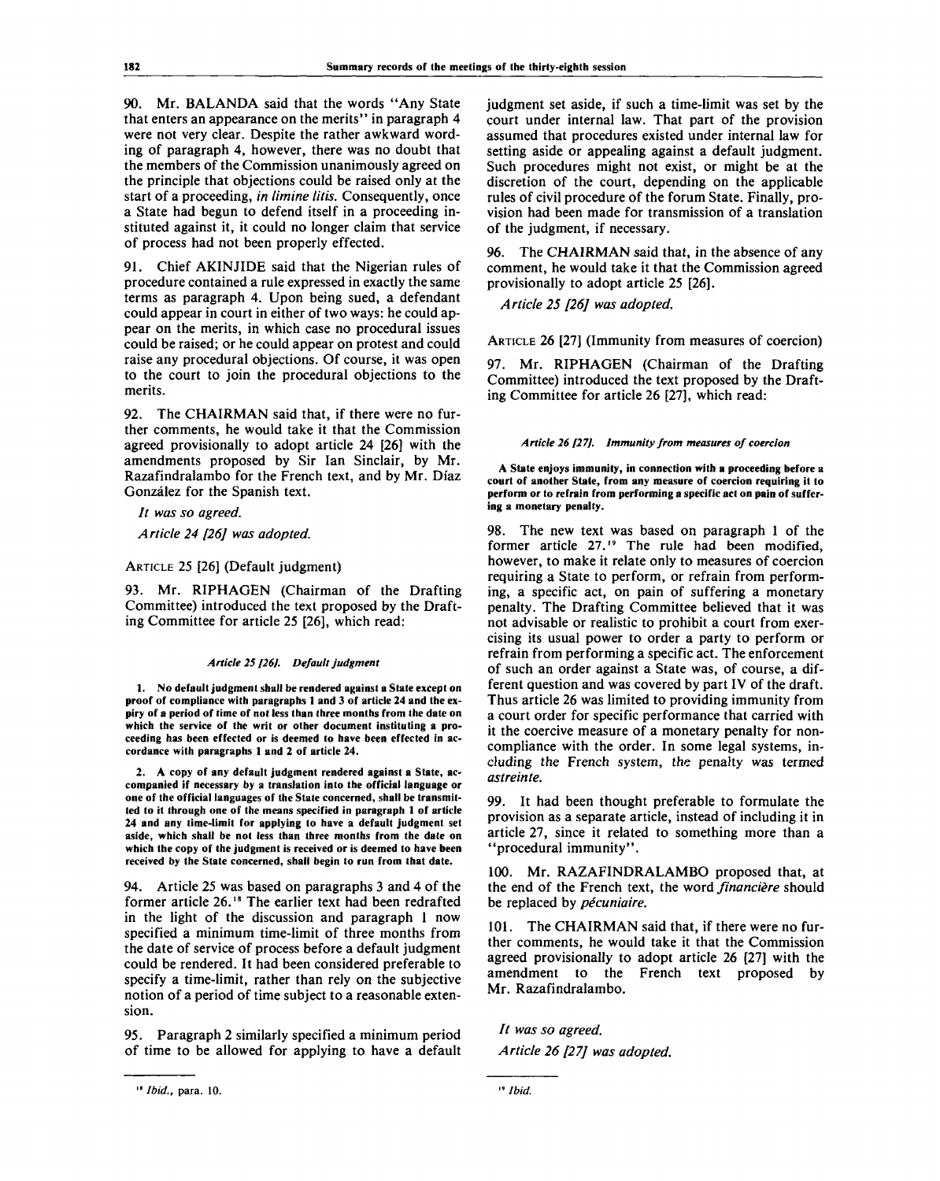90. Mr. BALANDA said that the words "Any State that enters an appearance on the merits" in paragraph 4 were not very clear. Despite the rather awkward wording of paragraph 4, however, there was no doubt that the members of the Commission unanimously agreed on the principle that objections could be raised only at the start of a proceeding, *in limine litis.* Consequently, once a State had begun to defend itself in a proceeding instituted against it, it could no longer claim that service of process had not been properly effected.

91. Chief AKINJIDE said that the Nigerian rules of procedure contained a rule expressed in exactly the same terms as paragraph 4. Upon being sued, a defendant could appear in court in either of two ways: he could appear on the merits, in which case no procedural issues could be raised; or he could appear on protest and could raise any procedural objections. Of course, it was open to the court to join the procedural objections to the merits.

92. The CHAIRMAN said that, if there were no further comments, he would take it that the Commission agreed provisionally to adopt article 24 [26] with the amendments proposed by Sir Ian Sinclair, by Mr. Razafindralambo for the French text, and by Mr. Díaz González for the Spanish text.

*It was so agreed.*

*Article 24 [26] was adopted.*

ARTICLE 25 [26] (Default judgment)

93. Mr. RIPHAGEN (Chairman of the Drafting Committee) introduced the text proposed by the Drafting Committee for article 25 [26], which read:

*Article 25 [26]. Default judgment*

**1. No default judgment shall be rendered against a State except on proof of compliance with paragraphs 1 and 3 of article 24 and the expiry of a period of time of not less than three months from the date on which the service of the writ or other document instituting a proceeding has been effected or is deemed to have been effected in accordance with paragraphs 1 and 2 of article 24.**

**2. A copy of any default judgment rendered against a State, accompanied if necessary by a translation into the official language or one of the official languages of the State concerned, shall be transmitted to it through one of the means specified in paragraph 1 of article 24 and any time-limit for applying to have a default judgment set aside, which shall be not less than three months from the date on which the copy of the judgment is received or is deemed to have been received by the State concerned, shall begin to run from that date.**

94. Article 25 was based on paragraphs 3 and 4 of the former article 26.[18] The earlier text had been redrafted in the light of the discussion and paragraph 1 now specified a minimum time-limit of three months from the date of service of process before a default judgment could be rendered. It had been considered preferable to specify a time-limit, rather than rely on the subjective notion of a period of time subject to a reasonable extension.

95. Paragraph 2 similarly specified a minimum period of time to be allowed for applying to have a default judgment set aside, if such a time-limit was set by the court under internal law. That part of the provision assumed that procedures existed under internal law for setting aside or appealing against a default judgment. Such procedures might not exist, or might be at the discretion of the court, depending on the applicable rules of civil procedure of the forum State. Finally, provision had been made for transmission of a translation of the judgment, if necessary.

96. The CHAIRMAN said that, in the absence of any comment, he would take it that the Commission agreed provisionally to adopt article 25 [26].

*Article 25 [26] was adopted.*

ARTICLE 26 [27] (Immunity from measures of coercion)

97. Mr. RIPHAGEN (Chairman of the Drafting Committee) introduced the text proposed by the Drafting Committee for article 26 [27], which read:

*Article 26 [27]. Immunity from measures of coercion*

**A State enjoys immunity, in connection with a proceeding before a court of another State, from any measure of coercion requiring it to perform or to refrain from performing a specific act on pain of suffering a monetary penalty.**

98. The new text was based on paragraph 1 of the former article 27.[19] The rule had been modified, however, to make it relate only to measures of coercion requiring a State to perform, or refrain from performing, a specific act, on pain of suffering a monetary penalty. The Drafting Committee believed that it was not advisable or realistic to prohibit a court from exercising its usual power to order a party to perform or refrain from performing a specific act. The enforcement of such an order against a State was, of course, a different question and was covered by part IV of the draft. Thus article 26 was limited to providing immunity from a court order for specific performance that carried with it the coercive measure of a monetary penalty for noncompliance with the order. In some legal systems, including the French system, the penalty was termed *astreinte.*

99. It had been thought preferable to formulate the provision as a separate article, instead of including it in article 27, since it related to something more than a "procedural immunity".

100. Mr. RAZAFINDRALAMBO proposed that, at the end of the French text, the word *financière* should be replaced by *pécuniaire.*

101. The CHAIRMAN said that, if there were no further comments, he would take it that the Commission agreed provisionally to adopt article 26 [27] with the amendment to the French text proposed by Mr. Razafindralambo.

*It was so agreed.*

*Article 26 [27] was adopted.*

---

[18] *Ibid.*, para. 10.

[19] *Ibid.*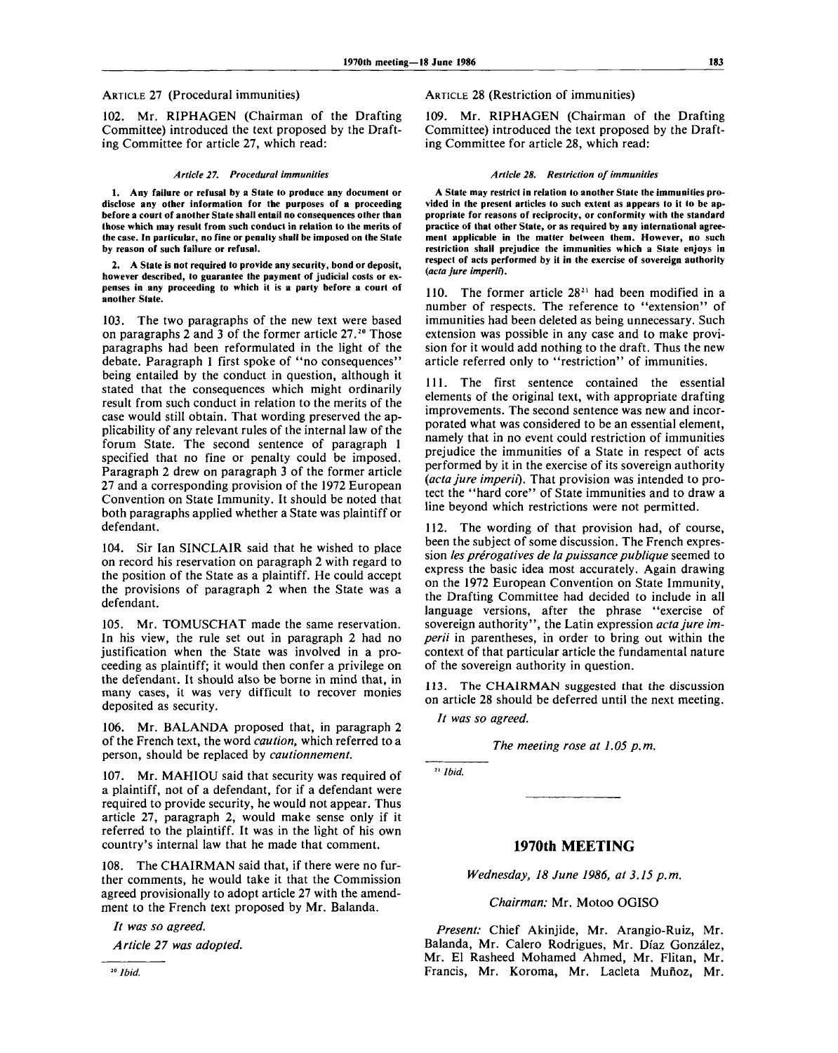ARTICLE 27 (Procedural immunities)

102. Mr. RIPHAGEN (Chairman of the Drafting Committee) introduced the text proposed by the Drafting Committee for article 27, which read:

*Article 27. Procedural immunities*

**1. Any failure or refusal by a State to produce any document or disclose any other information for the purposes of a proceeding before a court of another State shall entail no consequences other than those which may result from such conduct in relation to the merits of the case. In particular, no fine or penalty shall be imposed on the State by reason of such failure or refusal.**

**2. A State is not required to provide any security, bond or deposit, however described, to guarantee the payment of judicial costs or expenses in any proceeding to which it is a party before a court of another State.**

103. The two paragraphs of the new text were based on paragraphs 2 and 3 of the former article 27.[20] Those paragraphs had been reformulated in the light of the debate. Paragraph 1 first spoke of "no consequences" being entailed by the conduct in question, although it stated that the consequences which might ordinarily result from such conduct in relation to the merits of the case would still obtain. That wording preserved the applicability of any relevant rules of the internal law of the forum State. The second sentence of paragraph 1 specified that no fine or penalty could be imposed. Paragraph 2 drew on paragraph 3 of the former article 27 and a corresponding provision of the 1972 European Convention on State Immunity. It should be noted that both paragraphs applied whether a State was plaintiff or defendant.

104. Sir Ian SINCLAIR said that he wished to place on record his reservation on paragraph 2 with regard to the position of the State as a plaintiff. He could accept the provisions of paragraph 2 when the State was a defendant.

105. Mr. TOMUSCHAT made the same reservation. In his view, the rule set out in paragraph 2 had no justification when the State was involved in a proceeding as plaintiff; it would then confer a privilege on the defendant. It should also be borne in mind that, in many cases, it was very difficult to recover monies deposited as security.

106. Mr. BALANDA proposed that, in paragraph 2 of the French text, the word *caution,* which referred to a person, should be replaced by *cautionnement.*

107. Mr. MAHIOU said that security was required of a plaintiff, not of a defendant, for if a defendant were required to provide security, he would not appear. Thus article 27, paragraph 2, would make sense only if it referred to the plaintiff. It was in the light of his own country's internal law that he made that comment.

108. The CHAIRMAN said that, if there were no further comments, he would take it that the Commission agreed provisionally to adopt article 27 with the amendment to the French text proposed by Mr. Balanda.

*It was so agreed.*

*Article 27 was adopted.*

[20] *Ibid.*

ARTICLE 28 (Restriction of immunities)

109. Mr. RIPHAGEN (Chairman of the Drafting Committee) introduced the text proposed by the Drafting Committee for article 28, which read:

*Article 28. Restriction of immunities*

**A State may restrict in relation to another State the immunities provided in the present articles to such extent as appears to it to be appropriate for reasons of reciprocity, or conformity with the standard practice of that other State, or as required by any international agreement applicable in the matter between them. However, no such restriction shall prejudice the immunities which a State enjoys in respect of acts performed by it in the exercise of sovereign authority (*acta jure imperii*).**

110. The former article 28[21] had been modified in a number of respects. The reference to "extension" of immunities had been deleted as being unnecessary. Such extension was possible in any case and to make provision for it would add nothing to the draft. Thus the new article referred only to "restriction" of immunities.

111. The first sentence contained the essential elements of the original text, with appropriate drafting improvements. The second sentence was new and incorporated what was considered to be an essential element, namely that in no event could restriction of immunities prejudice the immunities of a State in respect of acts performed by it in the exercise of its sovereign authority (*acta jure imperii*). That provision was intended to protect the "hard core" of State immunities and to draw a line beyond which restrictions were not permitted.

112. The wording of that provision had, of course, been the subject of some discussion. The French expression *les prérogatives de la puissance publique* seemed to express the basic idea most accurately. Again drawing on the 1972 European Convention on State Immunity, the Drafting Committee had decided to include in all language versions, after the phrase "exercise of sovereign authority", the Latin expression *acta jure imperii* in parentheses, in order to bring out within the context of that particular article the fundamental nature of the sovereign authority in question.

113. The CHAIRMAN suggested that the discussion on article 28 should be deferred until the next meeting.

*It was so agreed.*

*The meeting rose at 1.05 p.m.*

[21] *Ibid.*

## 1970th MEETING

*Wednesday, 18 June 1986, at 3.15 p.m.*

*Chairman:* Mr. Motoo OGISO

*Present:* Chief Akinjide, Mr. Arangio-Ruiz, Mr. Balanda, Mr. Calero Rodrigues, Mr. Díaz González, Mr. El Rasheed Mohamed Ahmed, Mr. Flitan, Mr. Francis, Mr. Koroma, Mr. Lacleta Muñoz, Mr.